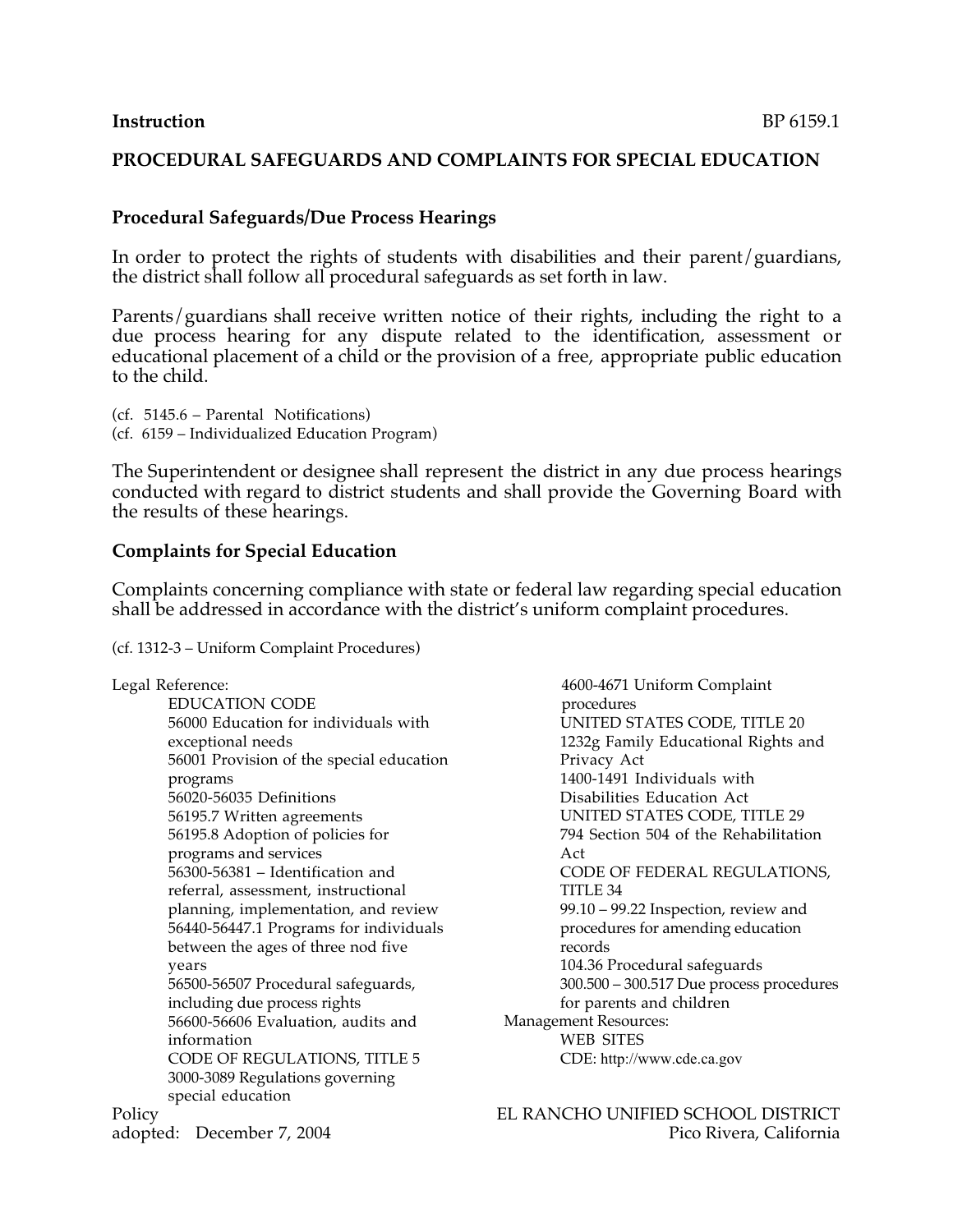**Instruction** BP 6159.1

## PROCEDURAL SAFEGUARDS AND COMPLAINTS FOR SPECIAL EDUCATION

### Procedural Safeguards/Due Process Hearings

In order to protect the rights of students with disabilities and their parent/guardians, the district shall follow all procedural safeguards as set forth in law.

Parents/guardians shall receive written notice of their rights, including the right to a due process hearing for any dispute related to the identification, assessment or educational placement of a child or the provision of a free, appropriate public education to the child.

(cf. 5145.6 – Parental Notifications)
(cf. 6159 – Individualized Education Program)

The Superintendent or designee shall represent the district in any due process hearings conducted with regard to district students and shall provide the Governing Board with the results of these hearings.

### Complaints for Special Education

Complaints concerning compliance with state or federal law regarding special education shall be addressed in accordance with the district's uniform complaint procedures.

(cf. 1312-3 – Uniform Complaint Procedures)

Legal Reference:

EDUCATION CODE
56000 Education for individuals with exceptional needs
56001 Provision of the special education programs
56020-56035 Definitions
56195.7 Written agreements
56195.8 Adoption of policies for programs and services
56300-56381 – Identification and referral, assessment, instructional planning, implementation, and review
56440-56447.1 Programs for individuals between the ages of three nod five years
56500-56507 Procedural safeguards, including due process rights
56600-56606 Evaluation, audits and information
CODE OF REGULATIONS, TITLE 5
3000-3089 Regulations governing special education
4600-4671 Uniform Complaint procedures
UNITED STATES CODE, TITLE 20
1232g Family Educational Rights and Privacy Act
1400-1491 Individuals with Disabilities Education Act
UNITED STATES CODE, TITLE 29
794 Section 504 of the Rehabilitation Act
CODE OF FEDERAL REGULATIONS, TITLE 34
99.10 – 99.22 Inspection, review and procedures for amending education records
104.36 Procedural safeguards
300.500 – 300.517 Due process procedures for parents and children

Management Resources:

WEB SITES
CDE: http://www.cde.ca.gov

Policy adopted: December 7, 2004

EL RANCHO UNIFIED SCHOOL DISTRICT
Pico Rivera, California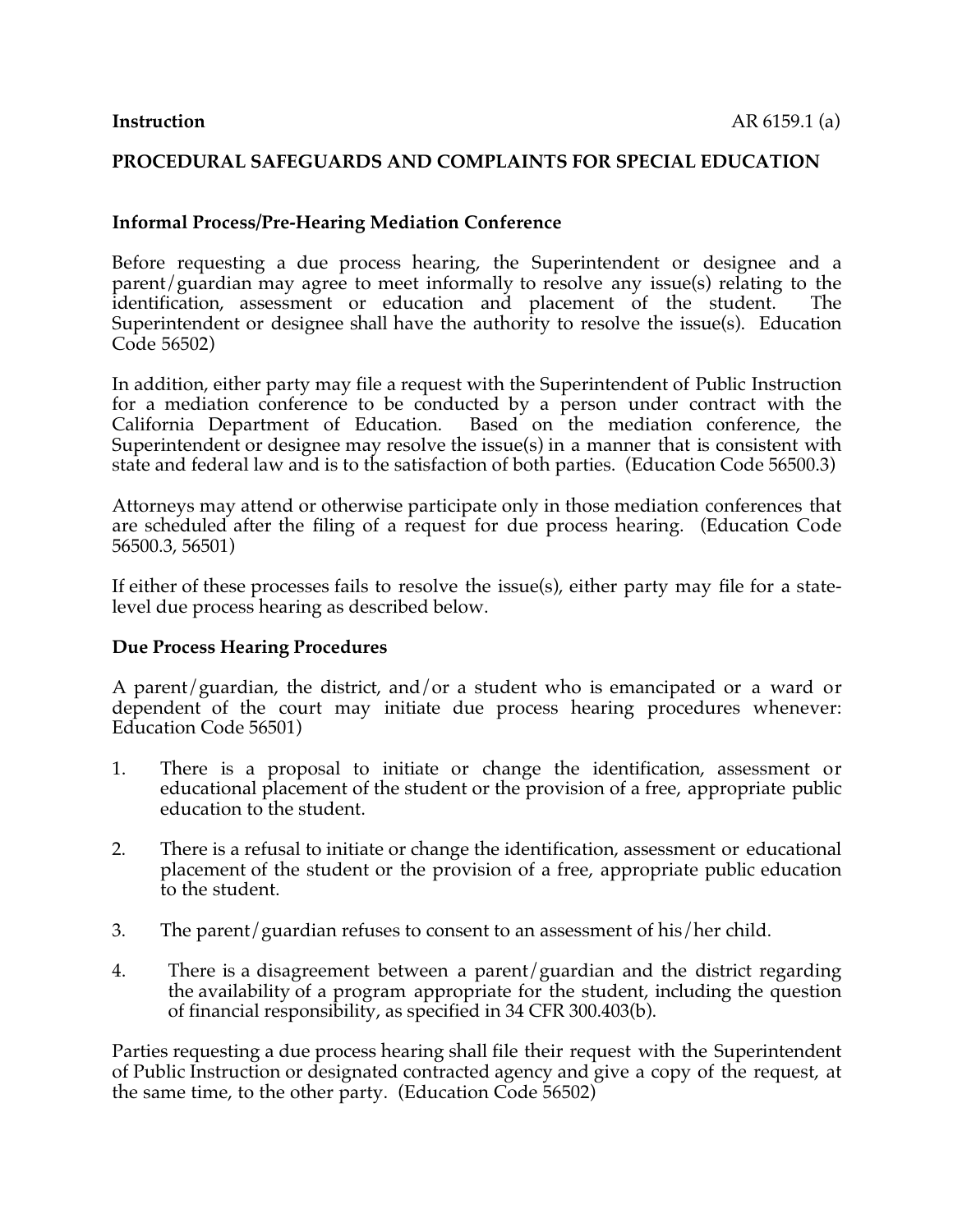**Instruction** AR 6159.1 (a)

## PROCEDURAL SAFEGUARDS AND COMPLAINTS FOR SPECIAL EDUCATION

### Informal Process/Pre-Hearing Mediation Conference

Before requesting a due process hearing, the Superintendent or designee and a parent/guardian may agree to meet informally to resolve any issue(s) relating to the identification, assessment or education and placement of the student. The Superintendent or designee shall have the authority to resolve the issue(s). Education Code 56502)

In addition, either party may file a request with the Superintendent of Public Instruction for a mediation conference to be conducted by a person under contract with the California Department of Education. Based on the mediation conference, the Superintendent or designee may resolve the issue(s) in a manner that is consistent with state and federal law and is to the satisfaction of both parties. (Education Code 56500.3)

Attorneys may attend or otherwise participate only in those mediation conferences that are scheduled after the filing of a request for due process hearing. (Education Code 56500.3, 56501)

If either of these processes fails to resolve the issue(s), either party may file for a state-level due process hearing as described below.

### Due Process Hearing Procedures

A parent/guardian, the district, and/or a student who is emancipated or a ward or dependent of the court may initiate due process hearing procedures whenever: Education Code 56501)

1. There is a proposal to initiate or change the identification, assessment or educational placement of the student or the provision of a free, appropriate public education to the student.

2. There is a refusal to initiate or change the identification, assessment or educational placement of the student or the provision of a free, appropriate public education to the student.

3. The parent/guardian refuses to consent to an assessment of his/her child.

4. There is a disagreement between a parent/guardian and the district regarding the availability of a program appropriate for the student, including the question of financial responsibility, as specified in 34 CFR 300.403(b).

Parties requesting a due process hearing shall file their request with the Superintendent of Public Instruction or designated contracted agency and give a copy of the request, at the same time, to the other party. (Education Code 56502)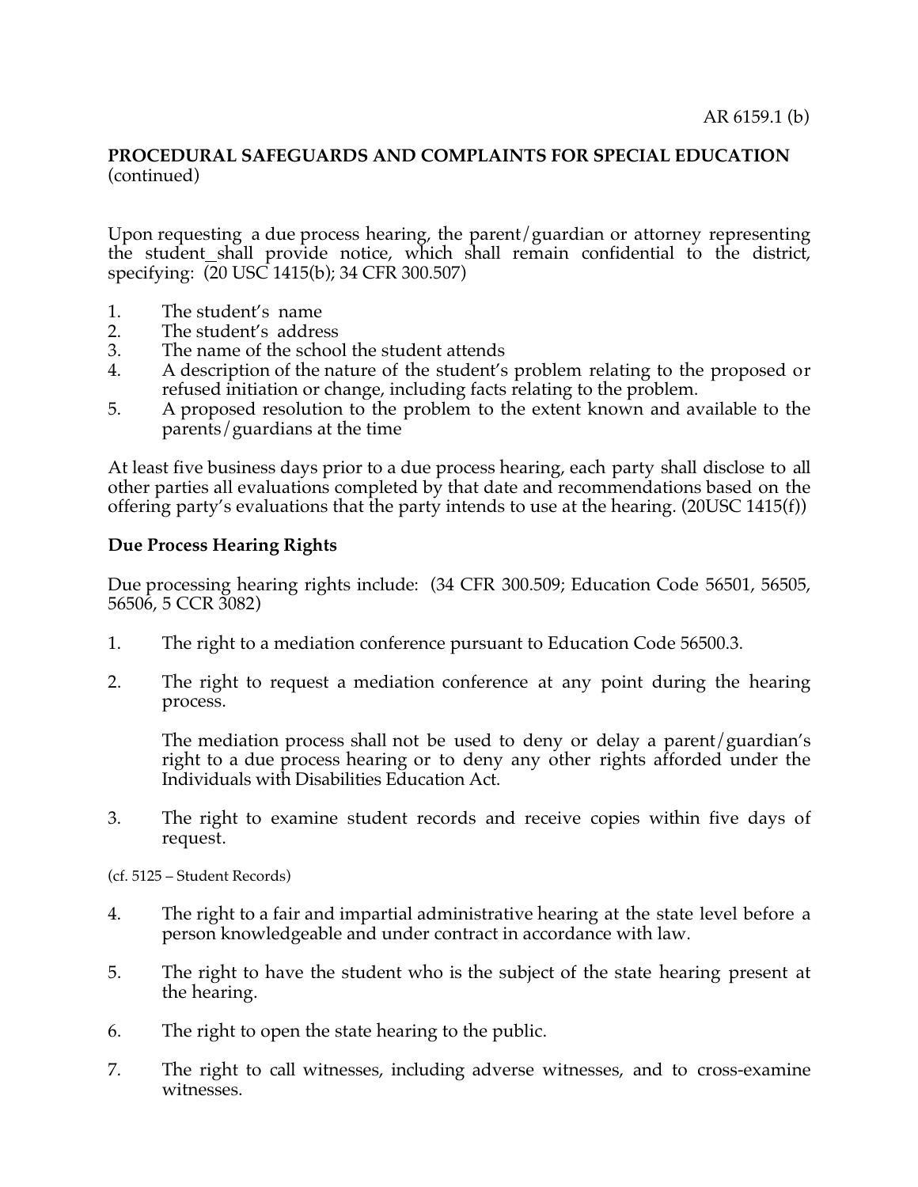**PROCEDURAL SAFEGUARDS AND COMPLAINTS FOR SPECIAL EDUCATION** (continued)

Upon requesting a due process hearing, the parent/guardian or attorney representing the student_shall provide notice, which shall remain confidential to the district, specifying: (20 USC 1415(b); 34 CFR 300.507)

1. The student's name
2. The student's address
3. The name of the school the student attends
4. A description of the nature of the student's problem relating to the proposed or refused initiation or change, including facts relating to the problem.
5. A proposed resolution to the problem to the extent known and available to the parents/guardians at the time

At least five business days prior to a due process hearing, each party shall disclose to all other parties all evaluations completed by that date and recommendations based on the offering party's evaluations that the party intends to use at the hearing. (20USC 1415(f))

### Due Process Hearing Rights

Due processing hearing rights include: (34 CFR 300.509; Education Code 56501, 56505, 56506, 5 CCR 3082)

1. The right to a mediation conference pursuant to Education Code 56500.3.

2. The right to request a mediation conference at any point during the hearing process.

   The mediation process shall not be used to deny or delay a parent/guardian's right to a due process hearing or to deny any other rights afforded under the Individuals with Disabilities Education Act.

3. The right to examine student records and receive copies within five days of request.

(cf. 5125 – Student Records)

4. The right to a fair and impartial administrative hearing at the state level before a person knowledgeable and under contract in accordance with law.

5. The right to have the student who is the subject of the state hearing present at the hearing.

6. The right to open the state hearing to the public.

7. The right to call witnesses, including adverse witnesses, and to cross-examine witnesses.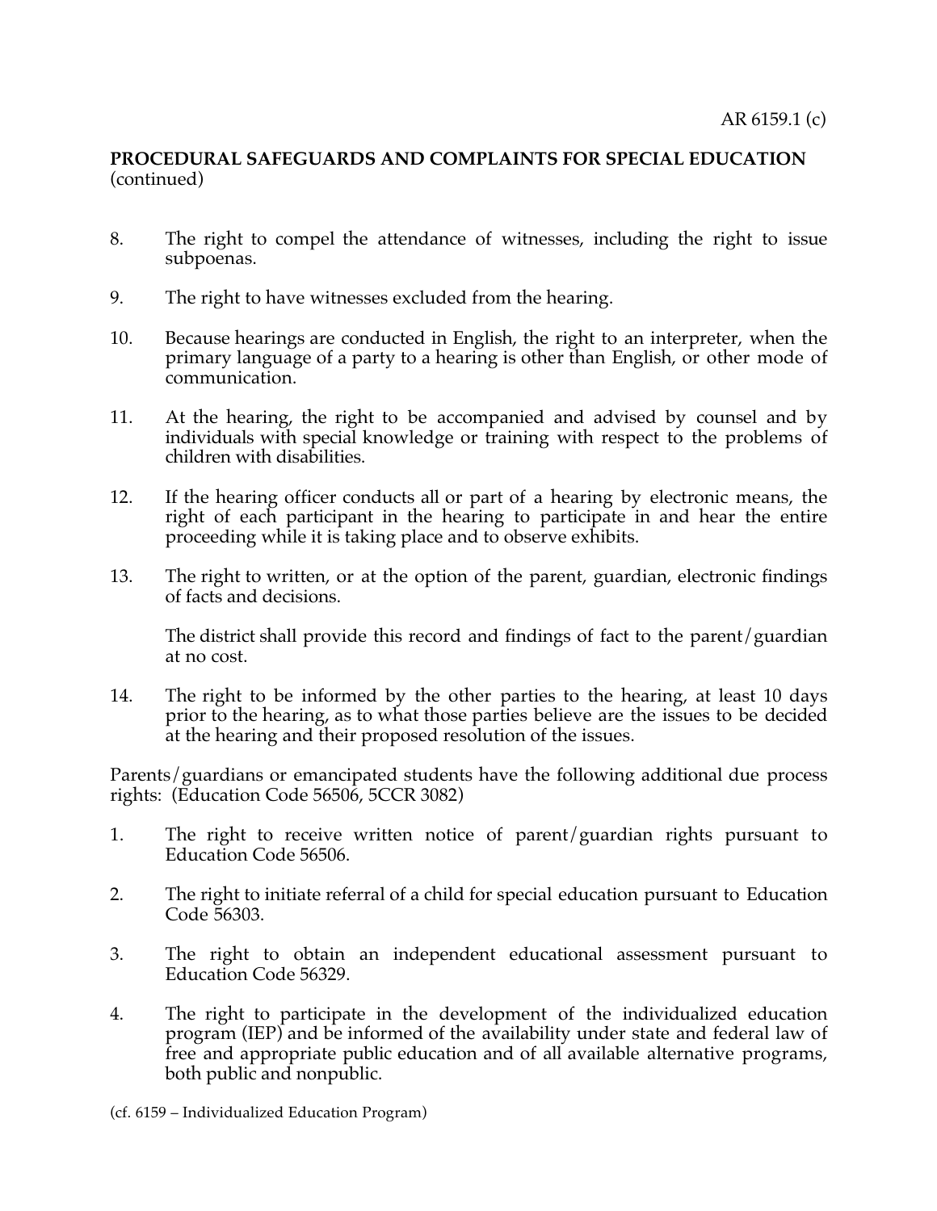**PROCEDURAL SAFEGUARDS AND COMPLAINTS FOR SPECIAL EDUCATION** (continued)

8. The right to compel the attendance of witnesses, including the right to issue subpoenas.

9. The right to have witnesses excluded from the hearing.

10. Because hearings are conducted in English, the right to an interpreter, when the primary language of a party to a hearing is other than English, or other mode of communication.

11. At the hearing, the right to be accompanied and advised by counsel and by individuals with special knowledge or training with respect to the problems of children with disabilities.

12. If the hearing officer conducts all or part of a hearing by electronic means, the right of each participant in the hearing to participate in and hear the entire proceeding while it is taking place and to observe exhibits.

13. The right to written, or at the option of the parent, guardian, electronic findings of facts and decisions.

    The district shall provide this record and findings of fact to the parent/guardian at no cost.

14. The right to be informed by the other parties to the hearing, at least 10 days prior to the hearing, as to what those parties believe are the issues to be decided at the hearing and their proposed resolution of the issues.

Parents/guardians or emancipated students have the following additional due process rights: (Education Code 56506, 5CCR 3082)

1. The right to receive written notice of parent/guardian rights pursuant to Education Code 56506.

2. The right to initiate referral of a child for special education pursuant to Education Code 56303.

3. The right to obtain an independent educational assessment pursuant to Education Code 56329.

4. The right to participate in the development of the individualized education program (IEP) and be informed of the availability under state and federal law of free and appropriate public education and of all available alternative programs, both public and nonpublic.

(cf. 6159 – Individualized Education Program)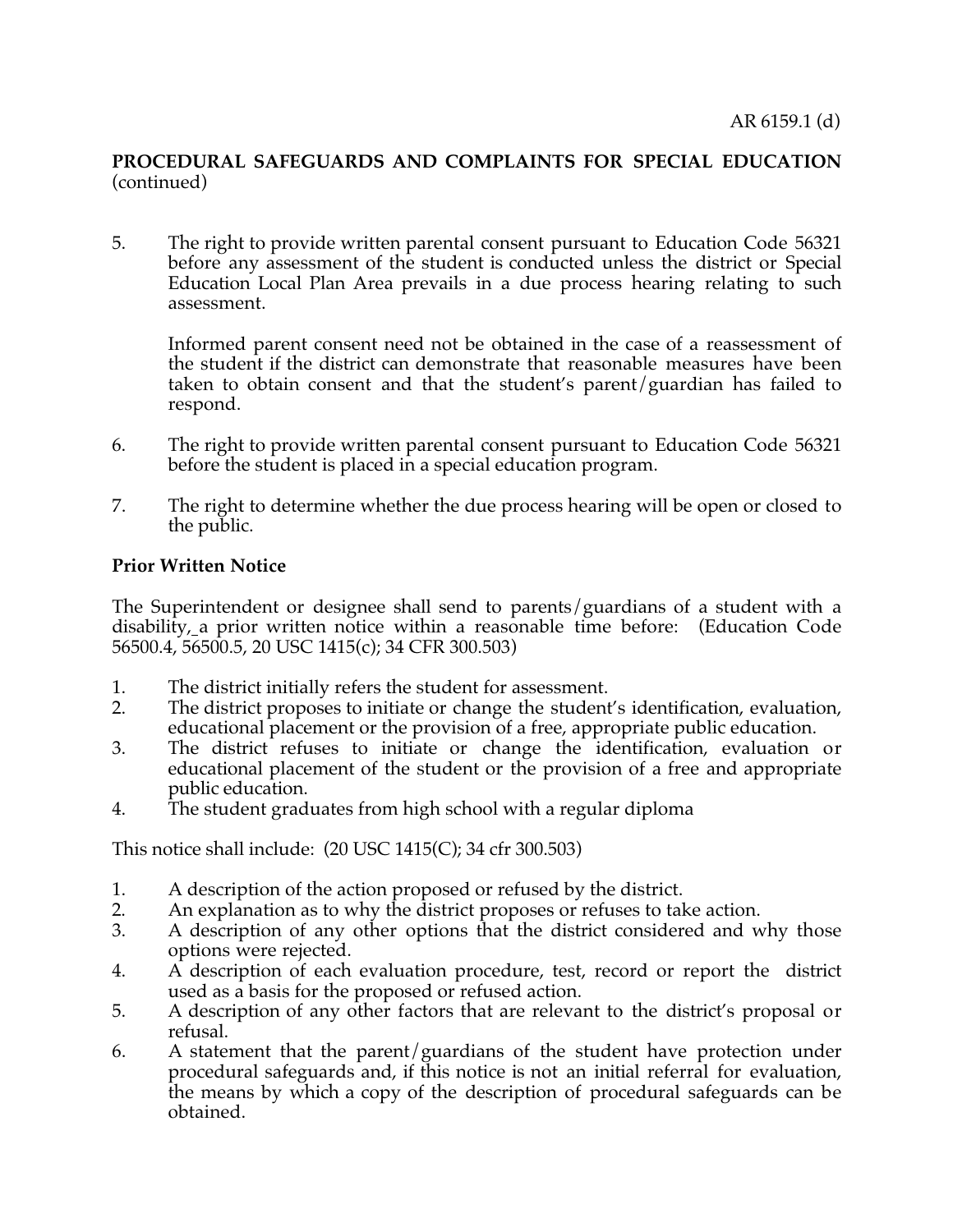**PROCEDURAL SAFEGUARDS AND COMPLAINTS FOR SPECIAL EDUCATION** (continued)

5. The right to provide written parental consent pursuant to Education Code 56321 before any assessment of the student is conducted unless the district or Special Education Local Plan Area prevails in a due process hearing relating to such assessment.

   Informed parent consent need not be obtained in the case of a reassessment of the student if the district can demonstrate that reasonable measures have been taken to obtain consent and that the student's parent/guardian has failed to respond.

6. The right to provide written parental consent pursuant to Education Code 56321 before the student is placed in a special education program.

7. The right to determine whether the due process hearing will be open or closed to the public.

**Prior Written Notice**

The Superintendent or designee shall send to parents/guardians of a student with a disability, a prior written notice within a reasonable time before: (Education Code 56500.4, 56500.5, 20 USC 1415(c); 34 CFR 300.503)

1. The district initially refers the student for assessment.
2. The district proposes to initiate or change the student's identification, evaluation, educational placement or the provision of a free, appropriate public education.
3. The district refuses to initiate or change the identification, evaluation or educational placement of the student or the provision of a free and appropriate public education.
4. The student graduates from high school with a regular diploma

This notice shall include: (20 USC 1415(C); 34 cfr 300.503)

1. A description of the action proposed or refused by the district.
2. An explanation as to why the district proposes or refuses to take action.
3. A description of any other options that the district considered and why those options were rejected.
4. A description of each evaluation procedure, test, record or report the district used as a basis for the proposed or refused action.
5. A description of any other factors that are relevant to the district's proposal or refusal.
6. A statement that the parent/guardians of the student have protection under procedural safeguards and, if this notice is not an initial referral for evaluation, the means by which a copy of the description of procedural safeguards can be obtained.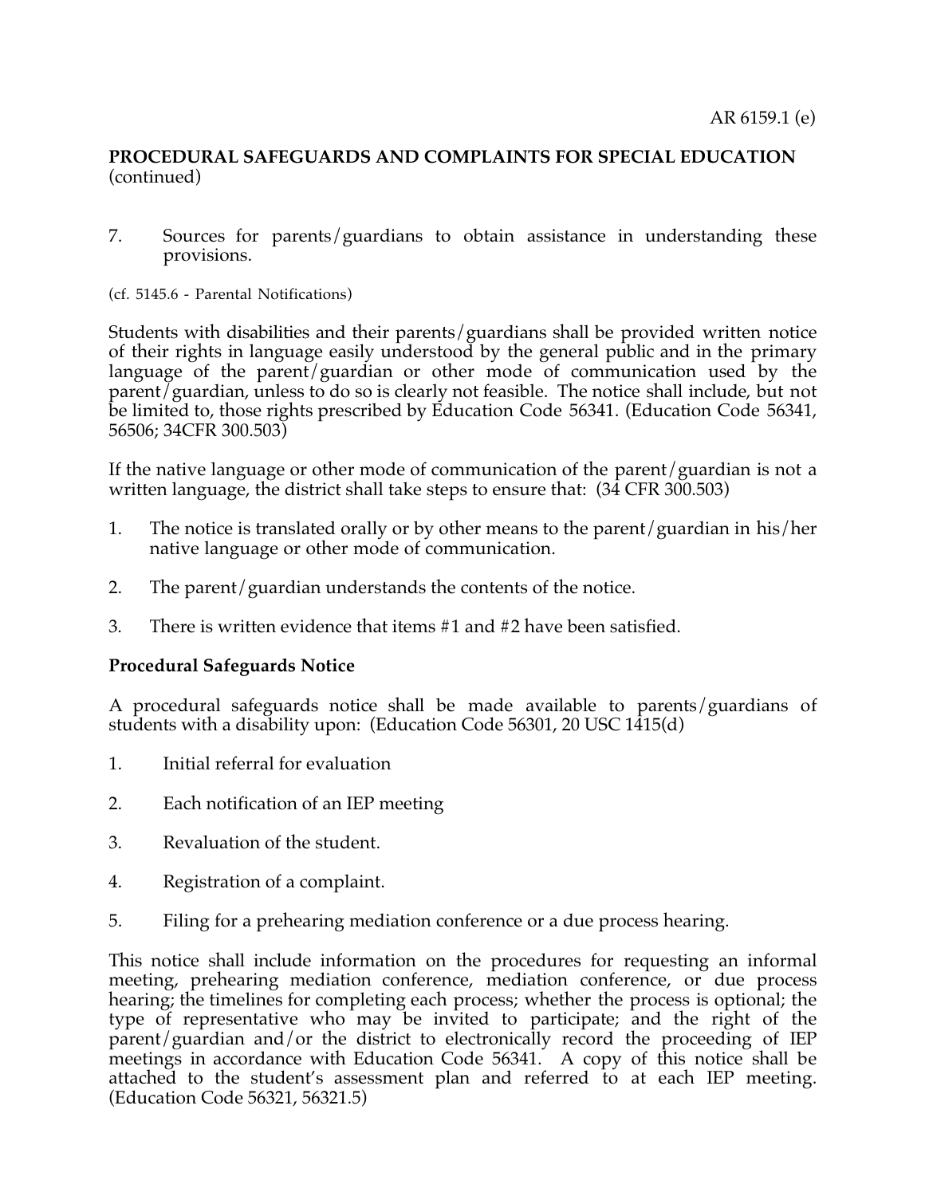7. Sources for parents/guardians to obtain assistance in understanding these provisions.

(cf. 5145.6 - Parental Notifications)

Students with disabilities and their parents/guardians shall be provided written notice of their rights in language easily understood by the general public and in the primary language of the parent/guardian or other mode of communication used by the parent/guardian, unless to do so is clearly not feasible. The notice shall include, but not be limited to, those rights prescribed by Education Code 56341. (Education Code 56341, 56506; 34CFR 300.503)

If the native language or other mode of communication of the parent/guardian is not a written language, the district shall take steps to ensure that: (34 CFR 300.503)

1. The notice is translated orally or by other means to the parent/guardian in his/her native language or other mode of communication.

2. The parent/guardian understands the contents of the notice.

3. There is written evidence that items #1 and #2 have been satisfied.

**Procedural Safeguards Notice**

A procedural safeguards notice shall be made available to parents/guardians of students with a disability upon: (Education Code 56301, 20 USC 1415(d)

1. Initial referral for evaluation

2. Each notification of an IEP meeting

3. Revaluation of the student.

4. Registration of a complaint.

5. Filing for a prehearing mediation conference or a due process hearing.

This notice shall include information on the procedures for requesting an informal meeting, prehearing mediation conference, mediation conference, or due process hearing; the timelines for completing each process; whether the process is optional; the type of representative who may be invited to participate; and the right of the parent/guardian and/or the district to electronically record the proceeding of IEP meetings in accordance with Education Code 56341. A copy of this notice shall be attached to the student's assessment plan and referred to at each IEP meeting. (Education Code 56321, 56321.5)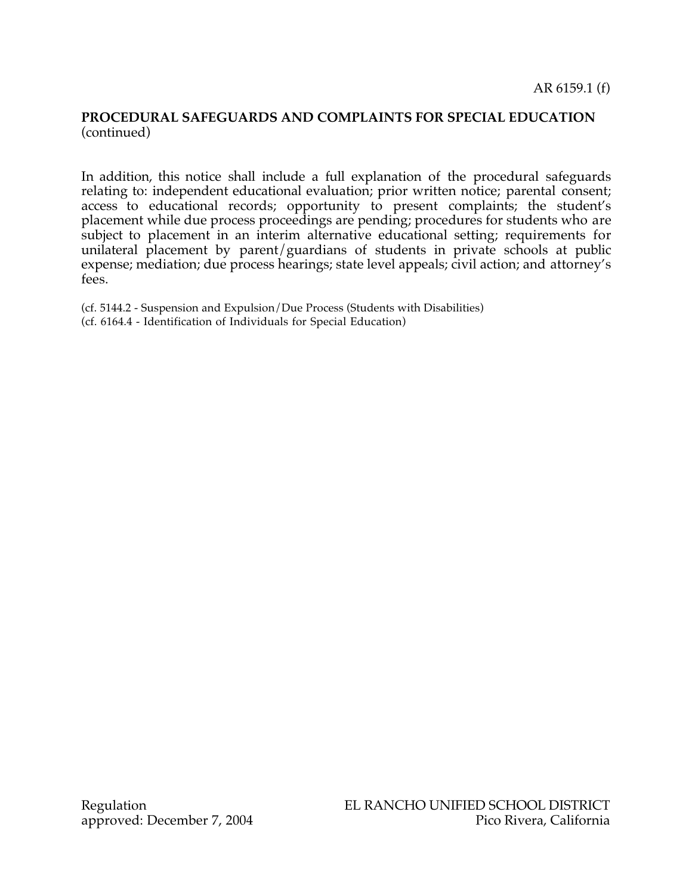**PROCEDURAL SAFEGUARDS AND COMPLAINTS FOR SPECIAL EDUCATION** (continued)

In addition, this notice shall include a full explanation of the procedural safeguards relating to: independent educational evaluation; prior written notice; parental consent; access to educational records; opportunity to present complaints; the student's placement while due process proceedings are pending; procedures for students who are subject to placement in an interim alternative educational setting; requirements for unilateral placement by parent/guardians of students in private schools at public expense; mediation; due process hearings; state level appeals; civil action; and attorney's fees.

(cf. 5144.2 - Suspension and Expulsion/Due Process (Students with Disabilities)
(cf. 6164.4 - Identification of Individuals for Special Education)

Regulation
approved: December 7, 2004

EL RANCHO UNIFIED SCHOOL DISTRICT
Pico Rivera, California